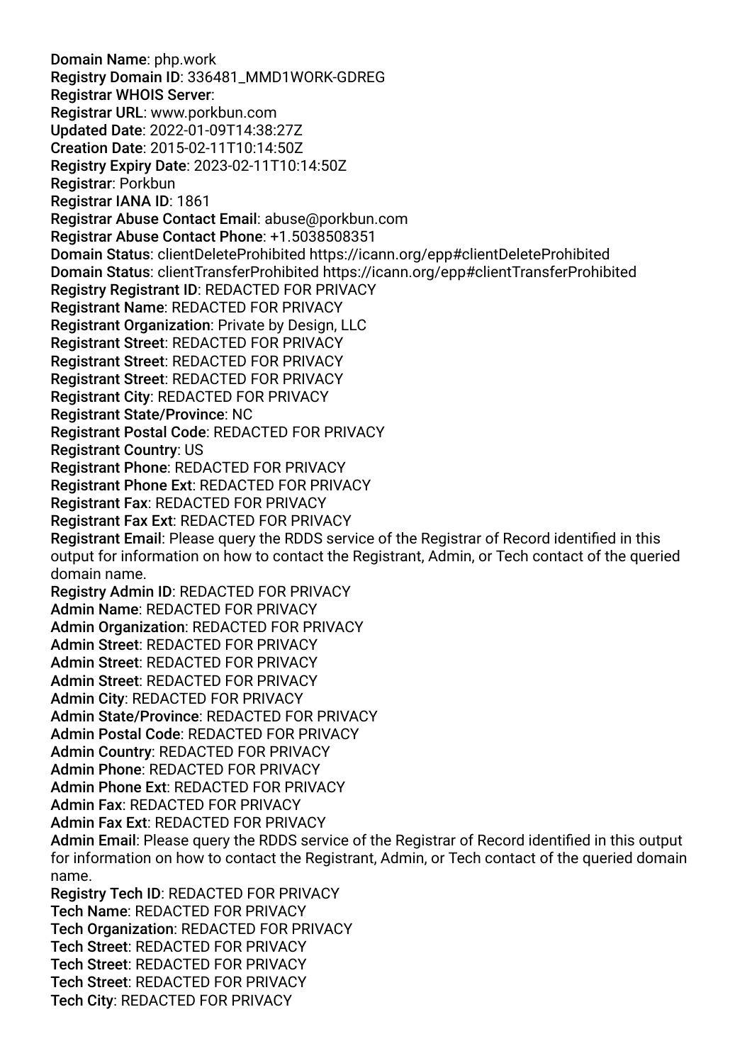**Domain Name**: php.work
**Registry Domain ID**: 336481_MMD1WORK-GDREG
**Registrar WHOIS Server**:
**Registrar URL**: www.porkbun.com
**Updated Date**: 2022-01-09T14:38:27Z
**Creation Date**: 2015-02-11T10:14:50Z
**Registry Expiry Date**: 2023-02-11T10:14:50Z
**Registrar**: Porkbun
**Registrar IANA ID**: 1861
**Registrar Abuse Contact Email**: abuse@porkbun.com
**Registrar Abuse Contact Phone**: +1.5038508351
**Domain Status**: clientDeleteProhibited https://icann.org/epp#clientDeleteProhibited
**Domain Status**: clientTransferProhibited https://icann.org/epp#clientTransferProhibited
**Registry Registrant ID**: REDACTED FOR PRIVACY
**Registrant Name**: REDACTED FOR PRIVACY
**Registrant Organization**: Private by Design, LLC
**Registrant Street**: REDACTED FOR PRIVACY
**Registrant Street**: REDACTED FOR PRIVACY
**Registrant Street**: REDACTED FOR PRIVACY
**Registrant City**: REDACTED FOR PRIVACY
**Registrant State/Province**: NC
**Registrant Postal Code**: REDACTED FOR PRIVACY
**Registrant Country**: US
**Registrant Phone**: REDACTED FOR PRIVACY
**Registrant Phone Ext**: REDACTED FOR PRIVACY
**Registrant Fax**: REDACTED FOR PRIVACY
**Registrant Fax Ext**: REDACTED FOR PRIVACY
**Registrant Email**: Please query the RDDS service of the Registrar of Record identified in this output for information on how to contact the Registrant, Admin, or Tech contact of the queried domain name.
**Registry Admin ID**: REDACTED FOR PRIVACY
**Admin Name**: REDACTED FOR PRIVACY
**Admin Organization**: REDACTED FOR PRIVACY
**Admin Street**: REDACTED FOR PRIVACY
**Admin Street**: REDACTED FOR PRIVACY
**Admin Street**: REDACTED FOR PRIVACY
**Admin City**: REDACTED FOR PRIVACY
**Admin State/Province**: REDACTED FOR PRIVACY
**Admin Postal Code**: REDACTED FOR PRIVACY
**Admin Country**: REDACTED FOR PRIVACY
**Admin Phone**: REDACTED FOR PRIVACY
**Admin Phone Ext**: REDACTED FOR PRIVACY
**Admin Fax**: REDACTED FOR PRIVACY
**Admin Fax Ext**: REDACTED FOR PRIVACY
**Admin Email**: Please query the RDDS service of the Registrar of Record identified in this output for information on how to contact the Registrant, Admin, or Tech contact of the queried domain name.
**Registry Tech ID**: REDACTED FOR PRIVACY
**Tech Name**: REDACTED FOR PRIVACY
**Tech Organization**: REDACTED FOR PRIVACY
**Tech Street**: REDACTED FOR PRIVACY
**Tech Street**: REDACTED FOR PRIVACY
**Tech Street**: REDACTED FOR PRIVACY
**Tech City**: REDACTED FOR PRIVACY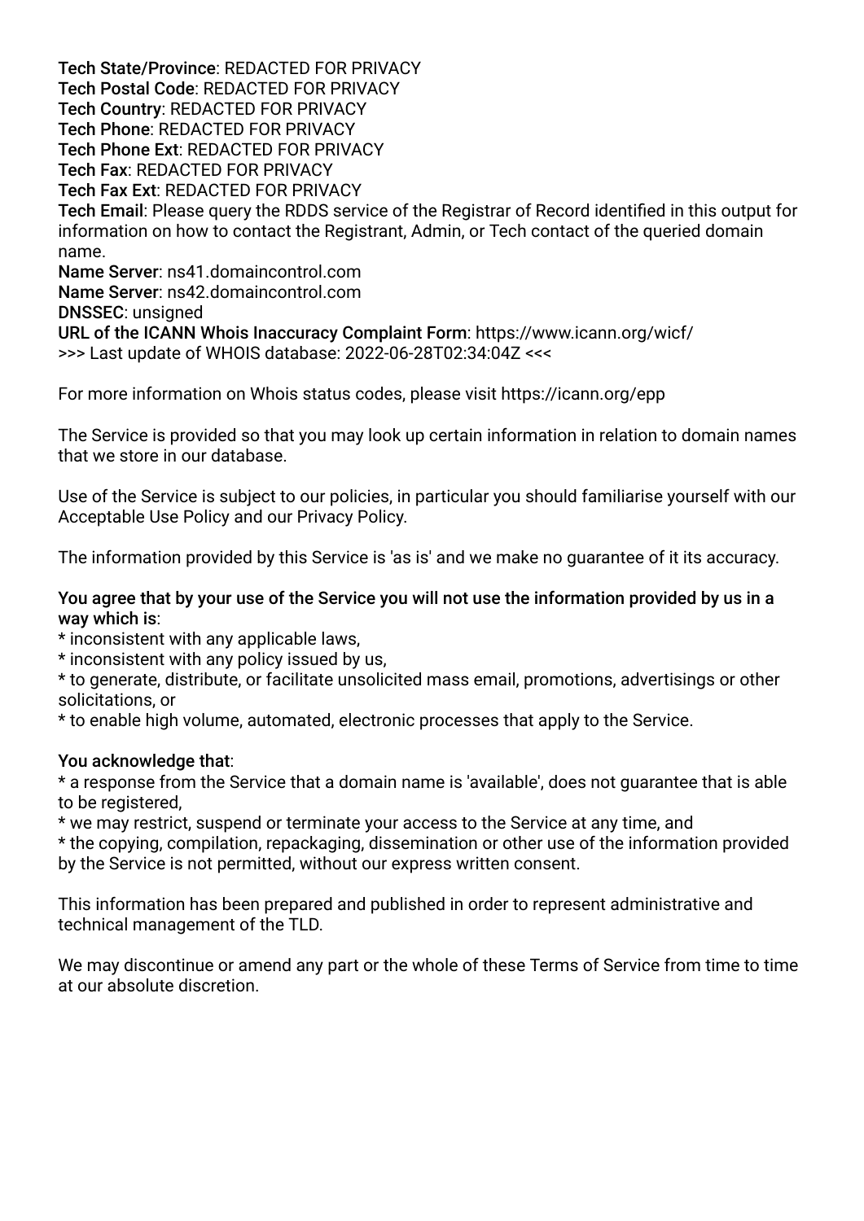**Tech State/Province**: REDACTED FOR PRIVACY
**Tech Postal Code**: REDACTED FOR PRIVACY
**Tech Country**: REDACTED FOR PRIVACY
**Tech Phone**: REDACTED FOR PRIVACY
**Tech Phone Ext**: REDACTED FOR PRIVACY
**Tech Fax**: REDACTED FOR PRIVACY
**Tech Fax Ext**: REDACTED FOR PRIVACY
**Tech Email**: Please query the RDDS service of the Registrar of Record identified in this output for information on how to contact the Registrant, Admin, or Tech contact of the queried domain name.
**Name Server**: ns41.domaincontrol.com
**Name Server**: ns42.domaincontrol.com
**DNSSEC**: unsigned
**URL of the ICANN Whois Inaccuracy Complaint Form**: https://www.icann.org/wicf/
>>> Last update of WHOIS database: 2022-06-28T02:34:04Z <<<

For more information on Whois status codes, please visit https://icann.org/epp

The Service is provided so that you may look up certain information in relation to domain names that we store in our database.

Use of the Service is subject to our policies, in particular you should familiarise yourself with our Acceptable Use Policy and our Privacy Policy.

The information provided by this Service is 'as is' and we make no guarantee of it its accuracy.

**You agree that by your use of the Service you will not use the information provided by us in a way which is**:
* inconsistent with any applicable laws,
* inconsistent with any policy issued by us,
* to generate, distribute, or facilitate unsolicited mass email, promotions, advertisings or other solicitations, or
* to enable high volume, automated, electronic processes that apply to the Service.

**You acknowledge that**:
* a response from the Service that a domain name is 'available', does not guarantee that is able to be registered,
* we may restrict, suspend or terminate your access to the Service at any time, and
* the copying, compilation, repackaging, dissemination or other use of the information provided by the Service is not permitted, without our express written consent.

This information has been prepared and published in order to represent administrative and technical management of the TLD.

We may discontinue or amend any part or the whole of these Terms of Service from time to time at our absolute discretion.